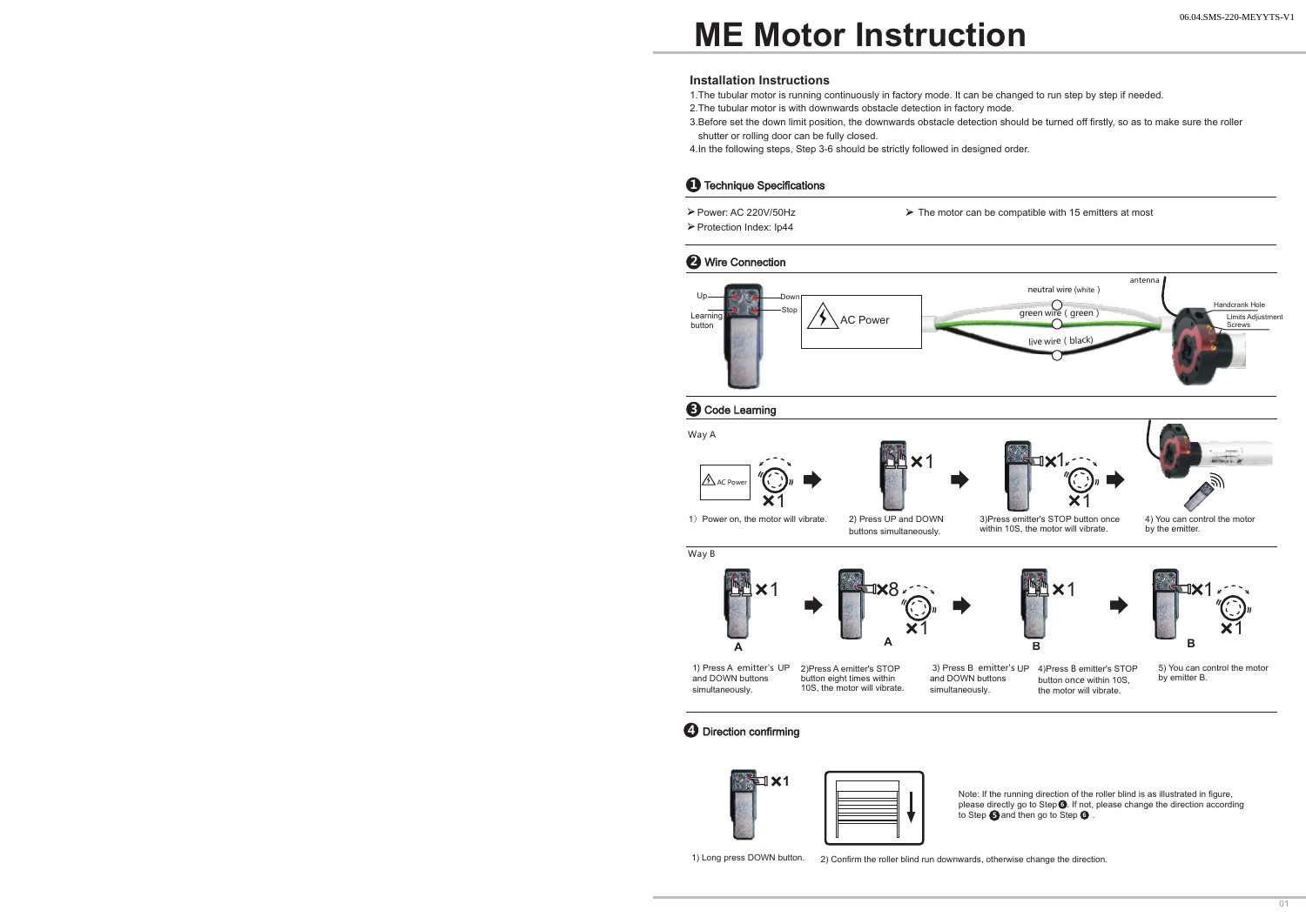# ME Motor Instruction

## Installation Instructions

1.The tubular motor is running continuously in factory mode. It can be changed to run step by step if needed.
2.The tubular motor is with downwards obstacle detection in factory mode.
3.Before set the down limit position, the downwards obstacle detection should be turned off firstly, so as to make sure the roller shutter or rolling door can be fully closed.
4.In the following steps, Step 3-6 should be strictly followed in designed order.

## 1 Technique Specifications

- Power: AC 220V/50Hz
- Protection Index: Ip44
- The motor can be compatible with 15 emitters at most

## 2 Wire Connection

Up, Down, Stop, Learning button

AC Power

neutral wire (white)

green wire (green)

live wire (black)

antenna

Handcrank Hole

Limits Adjustment Screws

## 3 Code Learning

Way A

1) Power on, the motor will vibrate.

2) Press UP and DOWN buttons simultaneously.

3)Press emitter's STOP button once within 10S, the motor will vibrate.

4) You can control the motor by the emitter.

Way B

1) Press A emitter's UP and DOWN buttons simultaneously.

2)Press A emitter's STOP button eight times within 10S, the motor will vibrate.

3) Press B emitter's UP and DOWN buttons simultaneously.

4)Press B emitter's STOP button once within 10S, the motor will vibrate.

5) You can control the motor by emitter B.

## 4 Direction confirming

1) Long press DOWN button.

2) Confirm the roller blind run downwards, otherwise change the direction.

Note: If the running direction of the roller blind is as illustrated in figure, please directly go to Step 6. If not, please change the direction according to Step 5 and then go to Step 6 .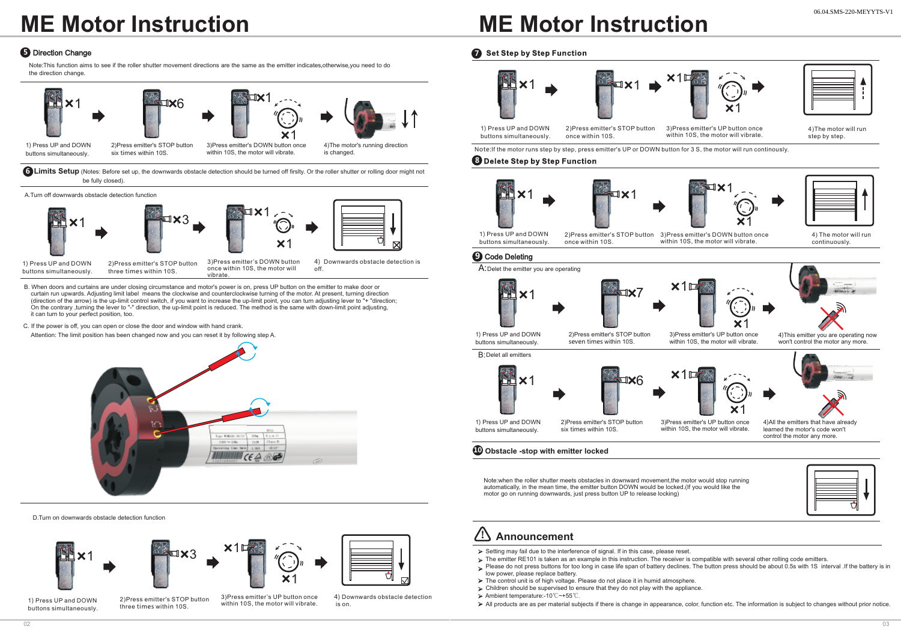# ME Motor Instruction

## 5 Direction Change

Note:This function aims to see if the roller shutter movement directions are the same as the emitter indicates,otherwise,you need to do the direction change.

×1 ×6 ×1 ×1

1) Press UP and DOWN buttons simultaneously.

2)Press emitter's STOP button six times within 10S.

3)Press emitter's DOWN button once within 10S, the motor will vibrate.

4)The motor's running direction is changed.

## 6 Limits Setup

(Notes: Before set up, the downwards obstacle detection should be turned off firslty. Or the roller shutter or rolling door might not be fully closed).

A.Turn off downwards obstacle detection function

×1 ×3 ×1 ×1

1) Press UP and DOWN buttons simultaneously.

2)Press emitter's STOP button three times within 10S.

3)Press emitter's DOWN button once within 10S, the motor will vibrate.

4) Downwards obstacle detection is off.

B. When doors and curtains are under closing circumstance and motor's power is on, press UP button on the emitter to make door or curtain run upwards. Adjusting limit label means the clockwise and counterclockwise turning of the motor. At present, turning direction (direction of the arrow) is the up-limit control switch, if you want to increase the up-limit point, you can turn adjusting lever to "+ "direction; On the contrary ,turning the lever to "-" direction, the up-limit point is reduced. The method is the same with down-limit point adjusting, it can turn to your perfect position, too.

C. If the power is off, you can open or close the door and window with hand crank.

Attention: The limit position has been changed now and you can reset it by following step A.

D.Turn on downwards obstacle detection function

×1 ×3 ×1 ×1

1) Press UP and DOWN buttons simultaneously.

2)Press emitter's STOP button three times within 10S.

3)Press emitter's UP button once within 10S, the motor will vibrate.

4) Downwards obstacle detection is on.

# ME Motor Instruction

## 7 Set Step by Step Function

×1 ×1 ×1 ×1

1) Press UP and DOWN buttons simultaneously.

2)Press emitter's STOP button once within 10S.

3)Press emitter's UP button once within 10S, the motor will vibrate.

4)The motor will run step by step.

Note:If the motor runs step by step, press emitter's UP or DOWN button for 3 S, the motor will run continously.

## 8 Delete Step by Step Function

×1 ×1 ×1 ×1

1) Press UP and DOWN buttons simultaneously.

2)Press emitter's STOP button once within 10S.

3)Press emitter's DOWN button once within 10S, the motor will vibrate.

4) The motor will run continuously.

## 9 Code Deleting

A:Delet the emitter you are operating

×1 ×7 ×1 ×1

1) Press UP and DOWN buttons simultaneously.

2)Press emitter's STOP button seven times within 10S.

3)Press emitter's UP button once within 10S, the motor will vibrate.

4)This emitter you are operating now won't control the motor any more.

B:Delet all emitters

×1 ×6 ×1 ×1

1) Press UP and DOWN buttons simultaneously.

2)Press emitter's STOP button six times within 10S.

3)Press emitter's UP button once within 10S, the motor will vibrate.

4)All the emitters that have already learned the motor's code won't control the motor any more.

## 10 Obstacle -stop with emitter locked

Note:when the roller shutter meets obstacles in downward movement,the motor would stop running automatically, in the mean time, the emitter button DOWN would be locked.(If you would like the motor go on running downwards, just press button UP to release locking)

## Announcement

- Setting may fail due to the interference of signal. If in this case, please reset.
- The emitter RE101 is taken as an example in this instruction. The receiver is compatible with several other rolling code emitters.
- Please do not press buttons for too long in case life span of battery declines. The button press should be about 0.5s with 1S interval .If the battery is in low power, please replace battery.
- The control unit is of high voltage. Please do not place it in humid atmosphere.
- Children should be supervised to ensure that they do not play with the appliance.
- Ambient temperature:-10℃~+55℃.
- All products are as per material subjects if there is change in appearance, color, function etc. The information is subject to changes without prior notice.